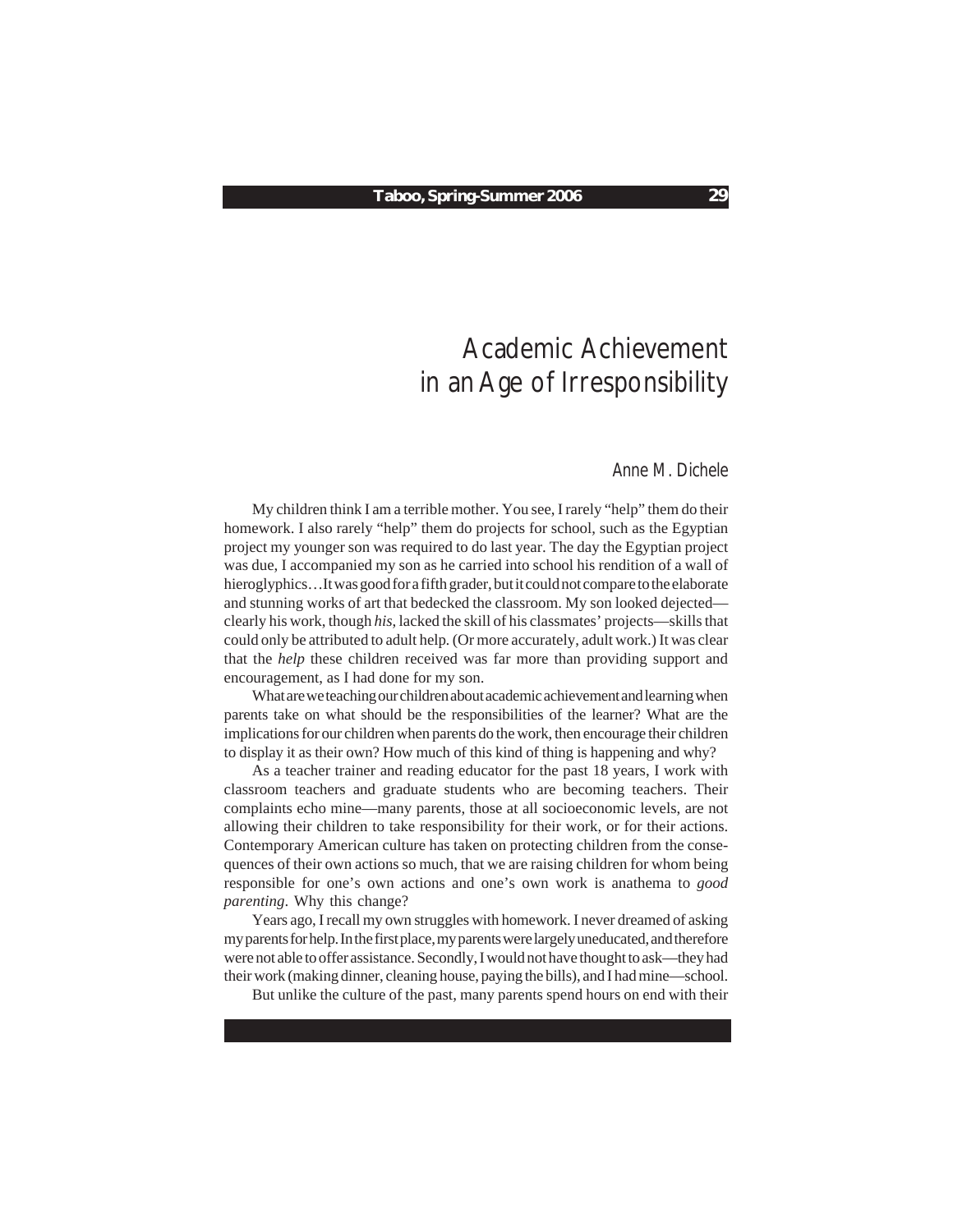# Academic Achievement in an Age of Irresponsibility

Anne M. Dichele

My children think I am a terrible mother. You see, I rarely "help" them do their homework. I also rarely "help" them do projects for school, such as the Egyptian project my younger son was required to do last year. The day the Egyptian project was due, I accompanied my son as he carried into school his rendition of a wall of hieroglyphics…It was good for a fifth grader, but it could not compare to the elaborate and stunning works of art that bedecked the classroom. My son looked dejected—clearly his work, though *his*, lacked the skill of his classmates' projects—skills that could only be attributed to adult help. (Or more accurately, adult work.) It was clear that the *help* these children received was far more than providing support and encouragement, as I had done for my son.

What are we teaching our children about academic achievement and learning when parents take on what should be the responsibilities of the learner? What are the implications for our children when parents do the work, then encourage their children to display it as their own? How much of this kind of thing is happening and why?

As a teacher trainer and reading educator for the past 18 years, I work with classroom teachers and graduate students who are becoming teachers. Their complaints echo mine—many parents, those at all socioeconomic levels, are not allowing their children to take responsibility for their work, or for their actions. Contemporary American culture has taken on protecting children from the consequences of their own actions so much, that we are raising children for whom being responsible for one's own actions and one's own work is anathema to *good parenting*. Why this change?

Years ago, I recall my own struggles with homework. I never dreamed of asking my parents for help. In the first place, my parents were largely uneducated, and therefore were not able to offer assistance. Secondly, I would not have thought to ask—they had their work (making dinner, cleaning house, paying the bills), and I had mine—school.

But unlike the culture of the past, many parents spend hours on end with their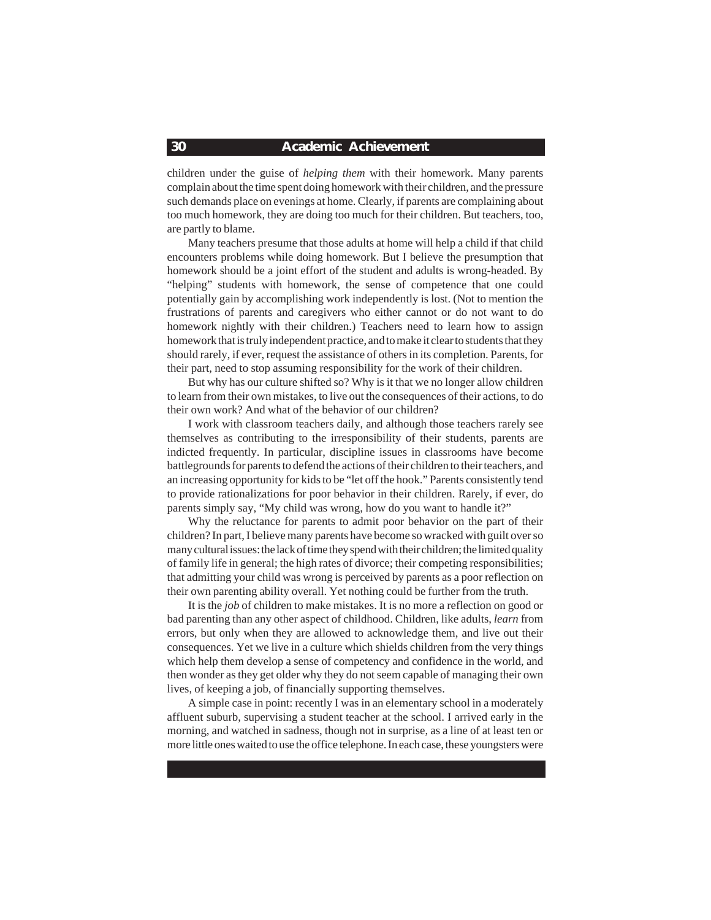children under the guise of *helping them* with their homework. Many parents complain about the time spent doing homework with their children, and the pressure such demands place on evenings at home. Clearly, if parents are complaining about too much homework, they are doing too much for their children. But teachers, too, are partly to blame.

Many teachers presume that those adults at home will help a child if that child encounters problems while doing homework. But I believe the presumption that homework should be a joint effort of the student and adults is wrong-headed. By "helping" students with homework, the sense of competence that one could potentially gain by accomplishing work independently is lost. (Not to mention the frustrations of parents and caregivers who either cannot or do not want to do homework nightly with their children.) Teachers need to learn how to assign homework that is truly independent practice, and to make it clear to students that they should rarely, if ever, request the assistance of others in its completion. Parents, for their part, need to stop assuming responsibility for the work of their children.

But why has our culture shifted so? Why is it that we no longer allow children to learn from their own mistakes, to live out the consequences of their actions, to do their own work? And what of the behavior of our children?

I work with classroom teachers daily, and although those teachers rarely see themselves as contributing to the irresponsibility of their students, parents are indicted frequently. In particular, discipline issues in classrooms have become battlegrounds for parents to defend the actions of their children to their teachers, and an increasing opportunity for kids to be "let off the hook." Parents consistently tend to provide rationalizations for poor behavior in their children. Rarely, if ever, do parents simply say, "My child was wrong, how do you want to handle it?"

Why the reluctance for parents to admit poor behavior on the part of their children? In part, I believe many parents have become so wracked with guilt over so many cultural issues: the lack of time they spend with their children; the limited quality of family life in general; the high rates of divorce; their competing responsibilities; that admitting your child was wrong is perceived by parents as a poor reflection on their own parenting ability overall. Yet nothing could be further from the truth.

It is the *job* of children to make mistakes. It is no more a reflection on good or bad parenting than any other aspect of childhood. Children, like adults, *learn* from errors, but only when they are allowed to acknowledge them, and live out their consequences. Yet we live in a culture which shields children from the very things which help them develop a sense of competency and confidence in the world, and then wonder as they get older why they do not seem capable of managing their own lives, of keeping a job, of financially supporting themselves.

A simple case in point: recently I was in an elementary school in a moderately affluent suburb, supervising a student teacher at the school. I arrived early in the morning, and watched in sadness, though not in surprise, as a line of at least ten or more little ones waited to use the office telephone. In each case, these youngsters were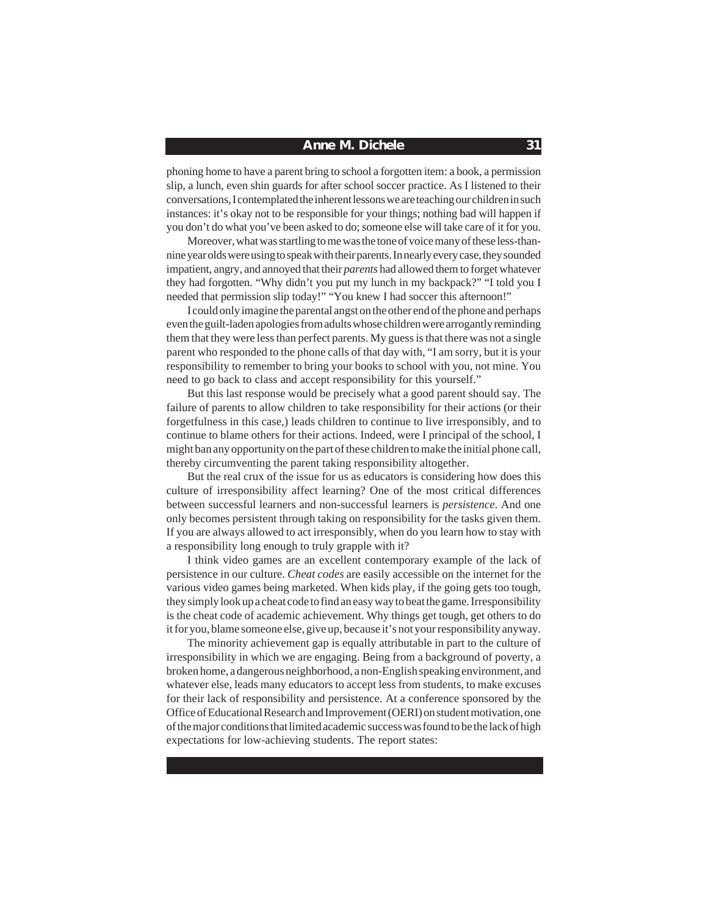phoning home to have a parent bring to school a forgotten item: a book, a permission slip, a lunch, even shin guards for after school soccer practice. As I listened to their conversations, I contemplated the inherent lessons we are teaching our children in such instances: it's okay not to be responsible for your things; nothing bad will happen if you don't do what you've been asked to do; someone else will take care of it for you.

Moreover, what was startling to me was the tone of voice many of these less-than-nine year olds were using to speak with their parents. In nearly every case, they sounded impatient, angry, and annoyed that their *parents* had allowed them to forget whatever they had forgotten. "Why didn't you put my lunch in my backpack?" "I told you I needed that permission slip today!" "You knew I had soccer this afternoon!"

I could only imagine the parental angst on the other end of the phone and perhaps even the guilt-laden apologies from adults whose children were arrogantly reminding them that they were less than perfect parents. My guess is that there was not a single parent who responded to the phone calls of that day with, "I am sorry, but it is your responsibility to remember to bring your books to school with you, not mine. You need to go back to class and accept responsibility for this yourself."

But this last response would be precisely what a good parent should say. The failure of parents to allow children to take responsibility for their actions (or their forgetfulness in this case,) leads children to continue to live irresponsibly, and to continue to blame others for their actions. Indeed, were I principal of the school, I might ban any opportunity on the part of these children to make the initial phone call, thereby circumventing the parent taking responsibility altogether.

But the real crux of the issue for us as educators is considering how does this culture of irresponsibility affect learning? One of the most critical differences between successful learners and non-successful learners is *persistence*. And one only becomes persistent through taking on responsibility for the tasks given them. If you are always allowed to act irresponsibly, when do you learn how to stay with a responsibility long enough to truly grapple with it?

I think video games are an excellent contemporary example of the lack of persistence in our culture. *Cheat codes* are easily accessible on the internet for the various video games being marketed. When kids play, if the going gets too tough, they simply look up a cheat code to find an easy way to beat the game. Irresponsibility is the cheat code of academic achievement. Why things get tough, get others to do it for you, blame someone else, give up, because it's not your responsibility anyway.

The minority achievement gap is equally attributable in part to the culture of irresponsibility in which we are engaging. Being from a background of poverty, a broken home, a dangerous neighborhood, a non-English speaking environment, and whatever else, leads many educators to accept less from students, to make excuses for their lack of responsibility and persistence. At a conference sponsored by the Office of Educational Research and Improvement (OERI) on student motivation, one of the major conditions that limited academic success was found to be the lack of high expectations for low-achieving students. The report states: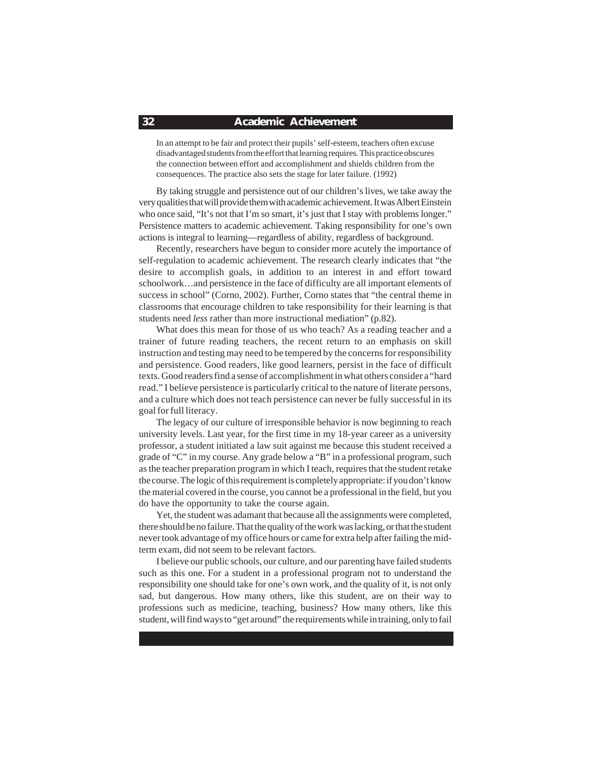> In an attempt to be fair and protect their pupils' self-esteem, teachers often excuse disadvantaged students from the effort that learning requires. This practice obscures the connection between effort and accomplishment and shields children from the consequences. The practice also sets the stage for later failure. (1992)

By taking struggle and persistence out of our children's lives, we take away the very qualities that will provide them with academic achievement. It was Albert Einstein who once said, "It's not that I'm so smart, it's just that I stay with problems longer." Persistence matters to academic achievement. Taking responsibility for one's own actions is integral to learning—regardless of ability, regardless of background.

Recently, researchers have begun to consider more acutely the importance of self-regulation to academic achievement. The research clearly indicates that "the desire to accomplish goals, in addition to an interest in and effort toward schoolwork…and persistence in the face of difficulty are all important elements of success in school" (Corno, 2002). Further, Corno states that "the central theme in classrooms that encourage children to take responsibility for their learning is that students need *less* rather than more instructional mediation" (p.82).

What does this mean for those of us who teach? As a reading teacher and a trainer of future reading teachers, the recent return to an emphasis on skill instruction and testing may need to be tempered by the concerns for responsibility and persistence. Good readers, like good learners, persist in the face of difficult texts. Good readers find a sense of accomplishment in what others consider a "hard read." I believe persistence is particularly critical to the nature of literate persons, and a culture which does not teach persistence can never be fully successful in its goal for full literacy.

The legacy of our culture of irresponsible behavior is now beginning to reach university levels. Last year, for the first time in my 18-year career as a university professor, a student initiated a law suit against me because this student received a grade of "C" in my course. Any grade below a "B" in a professional program, such as the teacher preparation program in which I teach, requires that the student retake the course. The logic of this requirement is completely appropriate: if you don't know the material covered in the course, you cannot be a professional in the field, but you do have the opportunity to take the course again.

Yet, the student was adamant that because all the assignments were completed, there should be no failure. That the quality of the work was lacking, or that the student never took advantage of my office hours or came for extra help after failing the mid-term exam, did not seem to be relevant factors.

I believe our public schools, our culture, and our parenting have failed students such as this one. For a student in a professional program not to understand the responsibility one should take for one's own work, and the quality of it, is not only sad, but dangerous. How many others, like this student, are on their way to professions such as medicine, teaching, business? How many others, like this student, will find ways to "get around" the requirements while in training, only to fail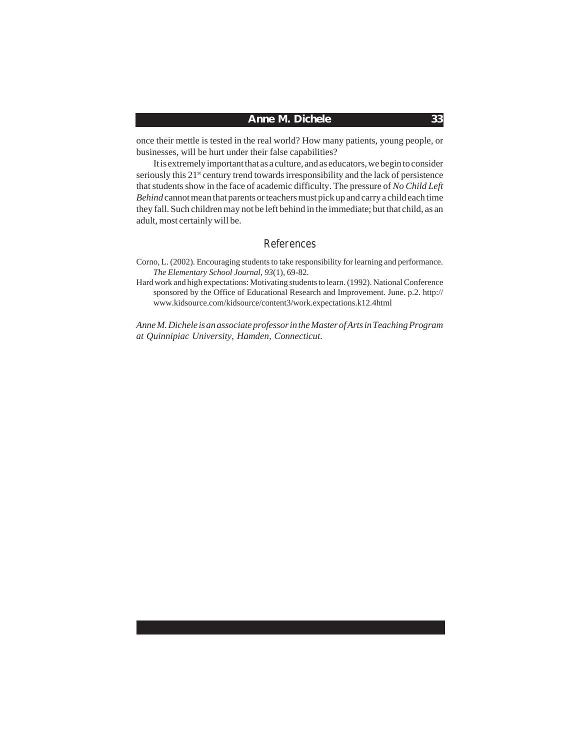once their mettle is tested in the real world? How many patients, young people, or businesses, will be hurt under their false capabilities?

It is extremely important that as a culture, and as educators, we begin to consider seriously this 21st century trend towards irresponsibility and the lack of persistence that students show in the face of academic difficulty. The pressure of *No Child Left Behind* cannot mean that parents or teachers must pick up and carry a child each time they fall. Such children may not be left behind in the immediate; but that child, as an adult, most certainly will be.

## References

Corno, L. (2002). Encouraging students to take responsibility for learning and performance. *The Elementary School Journal*, *93*(1), 69-82.

Hard work and high expectations: Motivating students to learn. (1992). National Conference sponsored by the Office of Educational Research and Improvement. June. p.2. http://www.kidsource.com/kidsource/content3/work.expectations.k12.4html

*Anne M. Dichele is an associate professor in the Master of Arts in Teaching Program at Quinnipiac University, Hamden, Connecticut.*